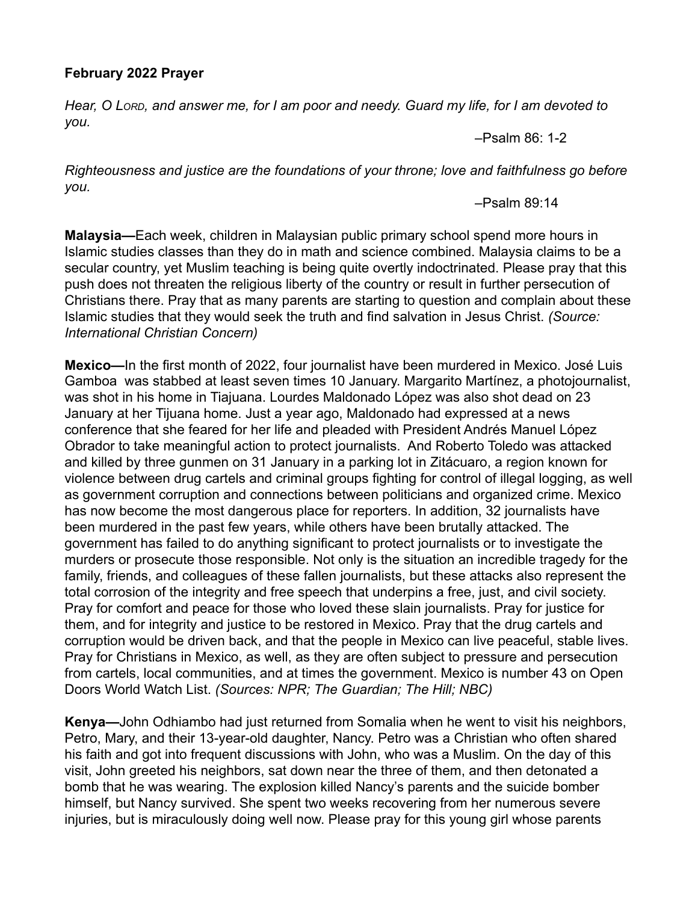**February 2022 Prayer**

*Hear, O LORD, and answer me, for I am poor and needy. Guard my life, for I am devoted to you.*

–Psalm 86: 1-2

*Righteousness and justice are the foundations of your throne; love and faithfulness go before you.*

–Psalm 89:14

**Malaysia—**Each week, children in Malaysian public primary school spend more hours in Islamic studies classes than they do in math and science combined. Malaysia claims to be a secular country, yet Muslim teaching is being quite overtly indoctrinated. Please pray that this push does not threaten the religious liberty of the country or result in further persecution of Christians there. Pray that as many parents are starting to question and complain about these Islamic studies that they would seek the truth and find salvation in Jesus Christ. *(Source: International Christian Concern)*

**Mexico—**In the first month of 2022, four journalist have been murdered in Mexico. José Luis Gamboa  was stabbed at least seven times 10 January. Margarito Martínez, a photojournalist, was shot in his home in Tiajuana. Lourdes Maldonado López was also shot dead on 23 January at her Tijuana home. Just a year ago, Maldonado had expressed at a news conference that she feared for her life and pleaded with President Andrés Manuel López Obrador to take meaningful action to protect journalists.  And Roberto Toledo was attacked and killed by three gunmen on 31 January in a parking lot in Zitácuaro, a region known for violence between drug cartels and criminal groups fighting for control of illegal logging, as well as government corruption and connections between politicians and organized crime. Mexico has now become the most dangerous place for reporters. In addition, 32 journalists have been murdered in the past few years, while others have been brutally attacked. The government has failed to do anything significant to protect journalists or to investigate the murders or prosecute those responsible. Not only is the situation an incredible tragedy for the family, friends, and colleagues of these fallen journalists, but these attacks also represent the total corrosion of the integrity and free speech that underpins a free, just, and civil society. Pray for comfort and peace for those who loved these slain journalists. Pray for justice for them, and for integrity and justice to be restored in Mexico. Pray that the drug cartels and corruption would be driven back, and that the people in Mexico can live peaceful, stable lives. Pray for Christians in Mexico, as well, as they are often subject to pressure and persecution from cartels, local communities, and at times the government. Mexico is number 43 on Open Doors World Watch List. *(Sources: NPR; The Guardian; The Hill; NBC)*

**Kenya—**John Odhiambo had just returned from Somalia when he went to visit his neighbors, Petro, Mary, and their 13-year-old daughter, Nancy. Petro was a Christian who often shared his faith and got into frequent discussions with John, who was a Muslim. On the day of this visit, John greeted his neighbors, sat down near the three of them, and then detonated a bomb that he was wearing. The explosion killed Nancy's parents and the suicide bomber himself, but Nancy survived. She spent two weeks recovering from her numerous severe injuries, but is miraculously doing well now. Please pray for this young girl whose parents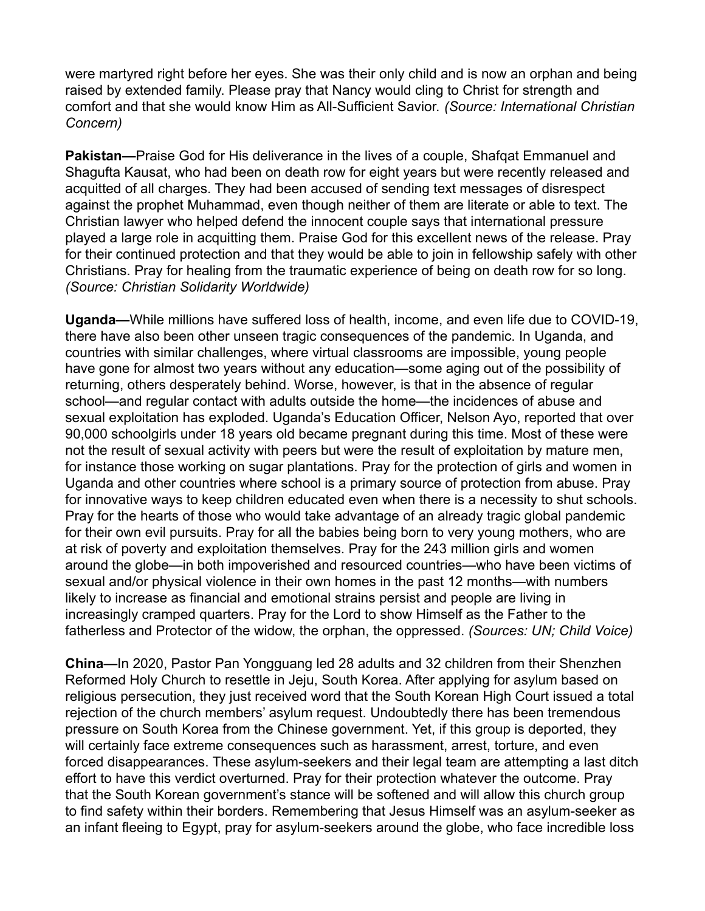were martyred right before her eyes. She was their only child and is now an orphan and being raised by extended family. Please pray that Nancy would cling to Christ for strength and comfort and that she would know Him as All-Sufficient Savior. *(Source: International Christian Concern)*

**Pakistan—**Praise God for His deliverance in the lives of a couple, Shafqat Emmanuel and Shagufta Kausat, who had been on death row for eight years but were recently released and acquitted of all charges. They had been accused of sending text messages of disrespect against the prophet Muhammad, even though neither of them are literate or able to text. The Christian lawyer who helped defend the innocent couple says that international pressure played a large role in acquitting them. Praise God for this excellent news of the release. Pray for their continued protection and that they would be able to join in fellowship safely with other Christians. Pray for healing from the traumatic experience of being on death row for so long. *(Source: Christian Solidarity Worldwide)*

**Uganda—**While millions have suffered loss of health, income, and even life due to COVID-19, there have also been other unseen tragic consequences of the pandemic. In Uganda, and countries with similar challenges, where virtual classrooms are impossible, young people have gone for almost two years without any education—some aging out of the possibility of returning, others desperately behind. Worse, however, is that in the absence of regular school—and regular contact with adults outside the home—the incidences of abuse and sexual exploitation has exploded. Uganda's Education Officer, Nelson Ayo, reported that over 90,000 schoolgirls under 18 years old became pregnant during this time. Most of these were not the result of sexual activity with peers but were the result of exploitation by mature men, for instance those working on sugar plantations. Pray for the protection of girls and women in Uganda and other countries where school is a primary source of protection from abuse. Pray for innovative ways to keep children educated even when there is a necessity to shut schools. Pray for the hearts of those who would take advantage of an already tragic global pandemic for their own evil pursuits. Pray for all the babies being born to very young mothers, who are at risk of poverty and exploitation themselves. Pray for the 243 million girls and women around the globe—in both impoverished and resourced countries—who have been victims of sexual and/or physical violence in their own homes in the past 12 months—with numbers likely to increase as financial and emotional strains persist and people are living in increasingly cramped quarters. Pray for the Lord to show Himself as the Father to the fatherless and Protector of the widow, the orphan, the oppressed. *(Sources: UN; Child Voice)*

**China—**In 2020, Pastor Pan Yongguang led 28 adults and 32 children from their Shenzhen Reformed Holy Church to resettle in Jeju, South Korea. After applying for asylum based on religious persecution, they just received word that the South Korean High Court issued a total rejection of the church members' asylum request. Undoubtedly there has been tremendous pressure on South Korea from the Chinese government. Yet, if this group is deported, they will certainly face extreme consequences such as harassment, arrest, torture, and even forced disappearances. These asylum-seekers and their legal team are attempting a last ditch effort to have this verdict overturned. Pray for their protection whatever the outcome. Pray that the South Korean government's stance will be softened and will allow this church group to find safety within their borders. Remembering that Jesus Himself was an asylum-seeker as an infant fleeing to Egypt, pray for asylum-seekers around the globe, who face incredible loss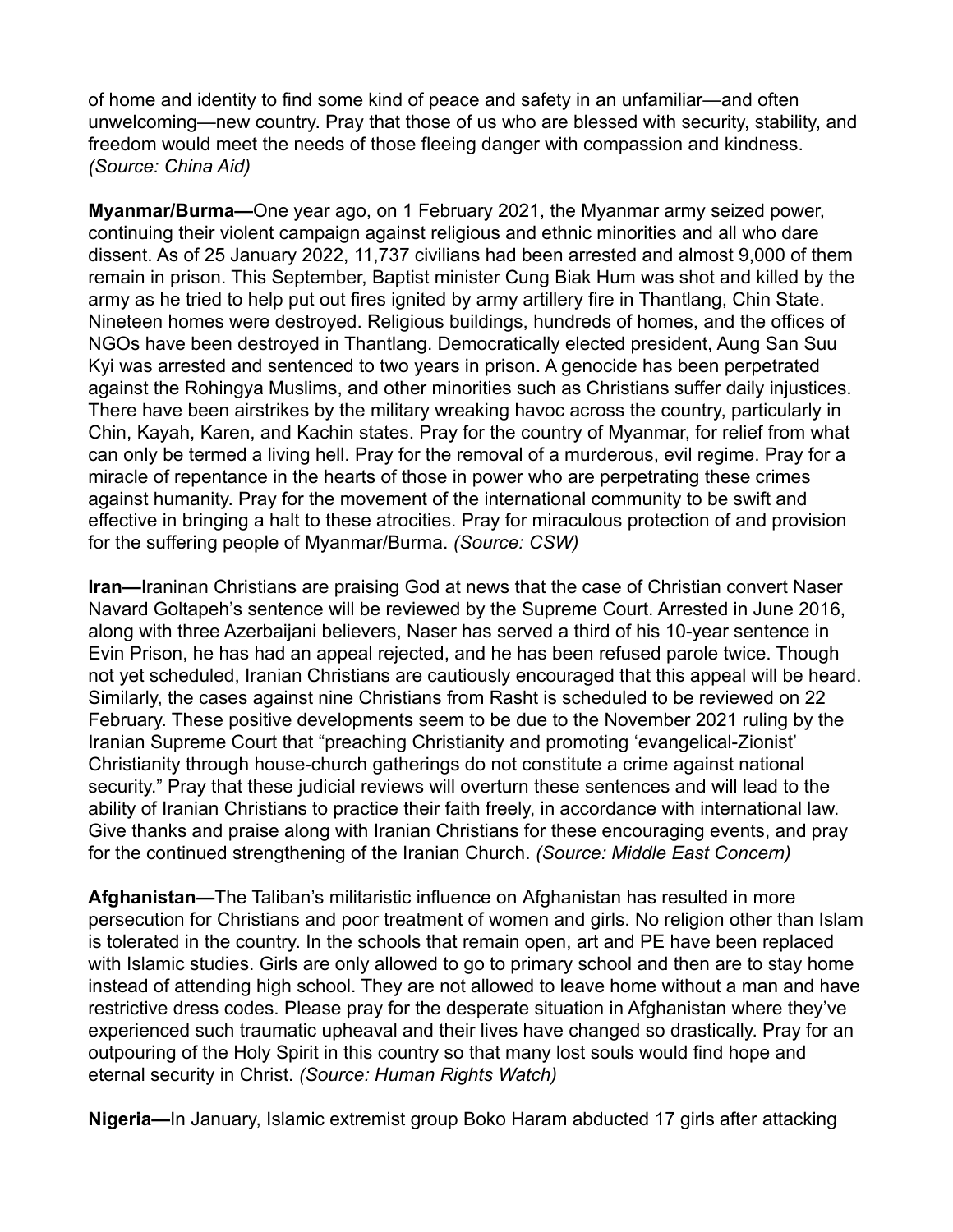of home and identity to find some kind of peace and safety in an unfamiliar—and often unwelcoming—new country. Pray that those of us who are blessed with security, stability, and freedom would meet the needs of those fleeing danger with compassion and kindness. *(Source: China Aid)*

**Myanmar/Burma—**One year ago, on 1 February 2021, the Myanmar army seized power, continuing their violent campaign against religious and ethnic minorities and all who dare dissent. As of 25 January 2022, 11,737 civilians had been arrested and almost 9,000 of them remain in prison. This September, Baptist minister Cung Biak Hum was shot and killed by the army as he tried to help put out fires ignited by army artillery fire in Thantlang, Chin State. Nineteen homes were destroyed. Religious buildings, hundreds of homes, and the offices of NGOs have been destroyed in Thantlang. Democratically elected president, Aung San Suu Kyi was arrested and sentenced to two years in prison. A genocide has been perpetrated against the Rohingya Muslims, and other minorities such as Christians suffer daily injustices. There have been airstrikes by the military wreaking havoc across the country, particularly in Chin, Kayah, Karen, and Kachin states. Pray for the country of Myanmar, for relief from what can only be termed a living hell. Pray for the removal of a murderous, evil regime. Pray for a miracle of repentance in the hearts of those in power who are perpetrating these crimes against humanity. Pray for the movement of the international community to be swift and effective in bringing a halt to these atrocities. Pray for miraculous protection of and provision for the suffering people of Myanmar/Burma. *(Source: CSW)*

**Iran—**Iraninan Christians are praising God at news that the case of Christian convert Naser Navard Goltapeh's sentence will be reviewed by the Supreme Court. Arrested in June 2016, along with three Azerbaijani believers, Naser has served a third of his 10-year sentence in Evin Prison, he has had an appeal rejected, and he has been refused parole twice. Though not yet scheduled, Iranian Christians are cautiously encouraged that this appeal will be heard. Similarly, the cases against nine Christians from Rasht is scheduled to be reviewed on 22 February. These positive developments seem to be due to the November 2021 ruling by the Iranian Supreme Court that "preaching Christianity and promoting 'evangelical-Zionist' Christianity through house-church gatherings do not constitute a crime against national security." Pray that these judicial reviews will overturn these sentences and will lead to the ability of Iranian Christians to practice their faith freely, in accordance with international law. Give thanks and praise along with Iranian Christians for these encouraging events, and pray for the continued strengthening of the Iranian Church. *(Source: Middle East Concern)*

**Afghanistan—**The Taliban's militaristic influence on Afghanistan has resulted in more persecution for Christians and poor treatment of women and girls. No religion other than Islam is tolerated in the country. In the schools that remain open, art and PE have been replaced with Islamic studies. Girls are only allowed to go to primary school and then are to stay home instead of attending high school. They are not allowed to leave home without a man and have restrictive dress codes. Please pray for the desperate situation in Afghanistan where they've experienced such traumatic upheaval and their lives have changed so drastically. Pray for an outpouring of the Holy Spirit in this country so that many lost souls would find hope and eternal security in Christ. *(Source: Human Rights Watch)*

**Nigeria—**In January, Islamic extremist group Boko Haram abducted 17 girls after attacking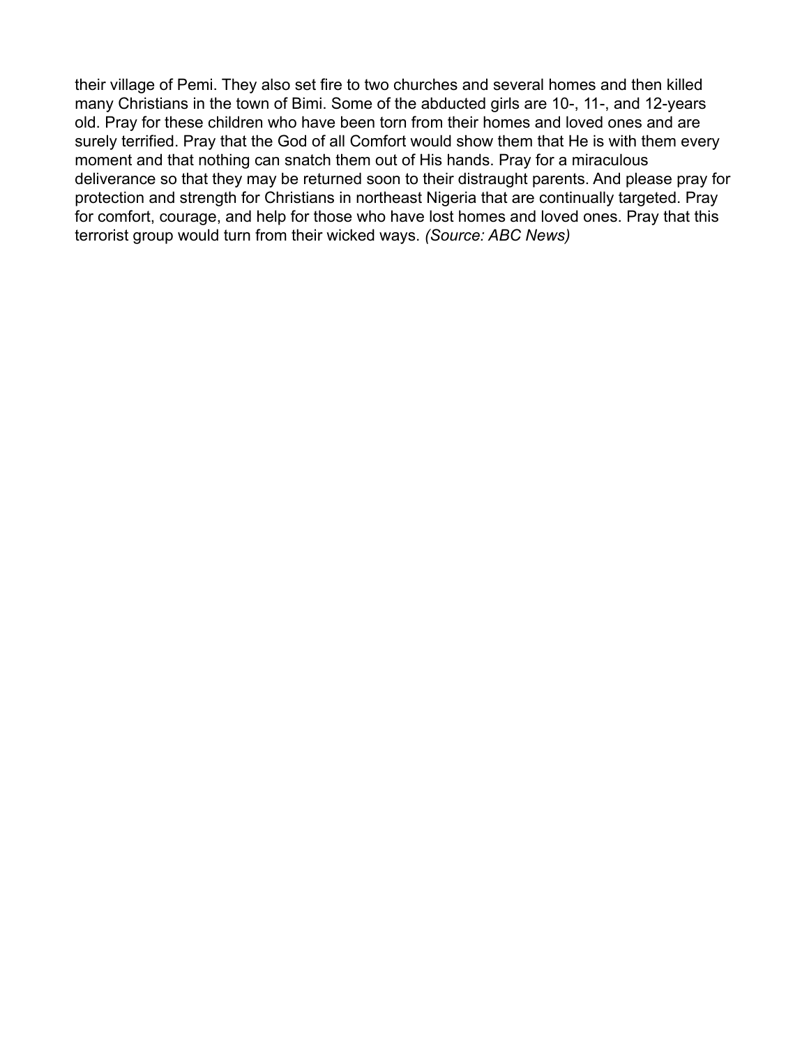their village of Pemi. They also set fire to two churches and several homes and then killed many Christians in the town of Bimi. Some of the abducted girls are 10-, 11-, and 12-years old. Pray for these children who have been torn from their homes and loved ones and are surely terrified. Pray that the God of all Comfort would show them that He is with them every moment and that nothing can snatch them out of His hands. Pray for a miraculous deliverance so that they may be returned soon to their distraught parents. And please pray for protection and strength for Christians in northeast Nigeria that are continually targeted. Pray for comfort, courage, and help for those who have lost homes and loved ones. Pray that this terrorist group would turn from their wicked ways. *(Source: ABC News)*